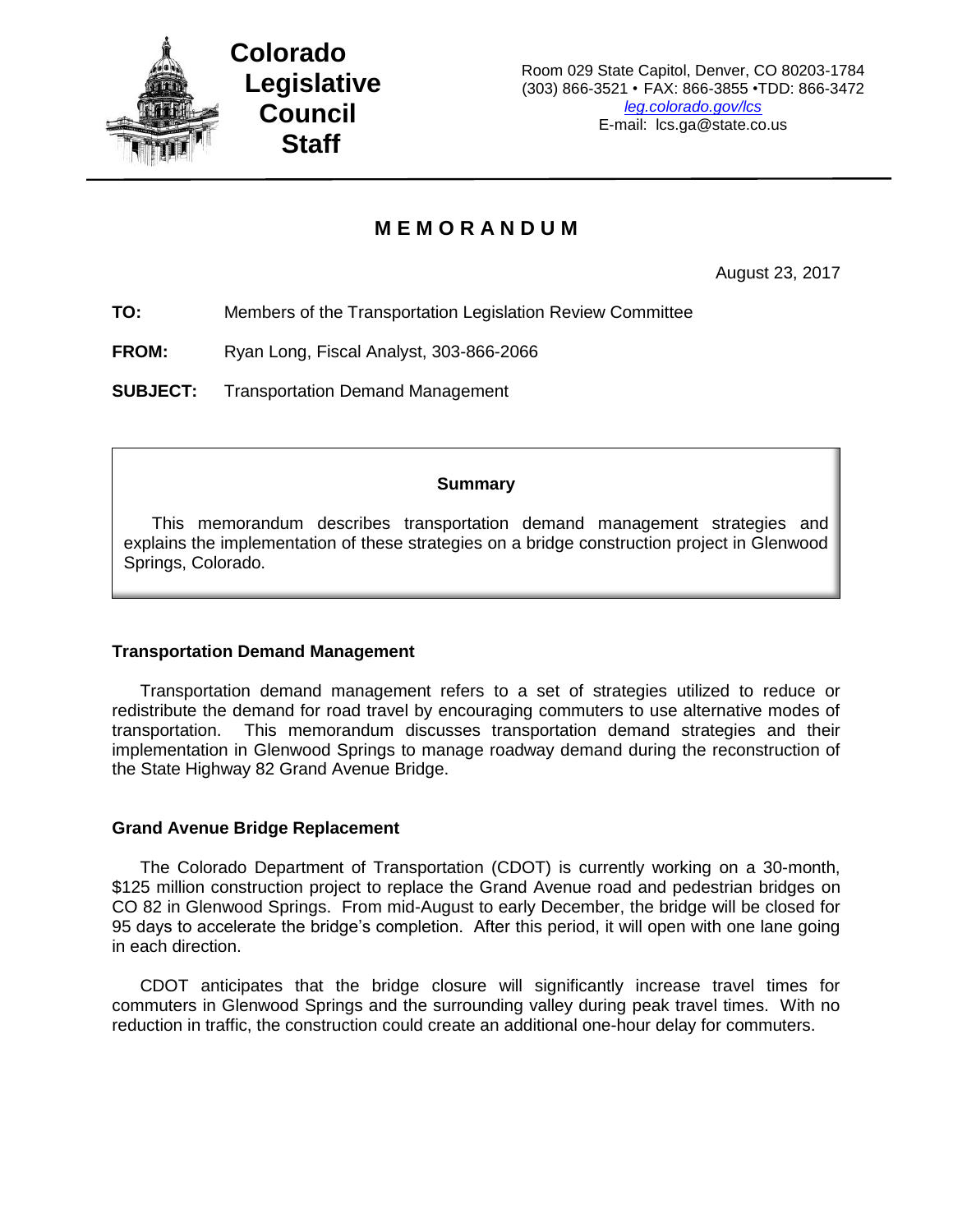**Colorado Legislative Council Staff**

Room 029 State Capitol, Denver, CO 80203-1784
(303) 866-3521 • FAX: 866-3855 •TDD: 866-3472
*leg.colorado.gov/lcs*
E-mail: lcs.ga@state.co.us

# MEMORANDUM

August 23, 2017

**TO:** Members of the Transportation Legislation Review Committee

**FROM:** Ryan Long, Fiscal Analyst, 303-866-2066

**SUBJECT:** Transportation Demand Management

**Summary**

This memorandum describes transportation demand management strategies and explains the implementation of these strategies on a bridge construction project in Glenwood Springs, Colorado.

## Transportation Demand Management

Transportation demand management refers to a set of strategies utilized to reduce or redistribute the demand for road travel by encouraging commuters to use alternative modes of transportation. This memorandum discusses transportation demand strategies and their implementation in Glenwood Springs to manage roadway demand during the reconstruction of the State Highway 82 Grand Avenue Bridge.

## Grand Avenue Bridge Replacement

The Colorado Department of Transportation (CDOT) is currently working on a 30-month, $125 million construction project to replace the Grand Avenue road and pedestrian bridges on CO 82 in Glenwood Springs. From mid-August to early December, the bridge will be closed for 95 days to accelerate the bridge's completion. After this period, it will open with one lane going in each direction.

CDOT anticipates that the bridge closure will significantly increase travel times for commuters in Glenwood Springs and the surrounding valley during peak travel times. With no reduction in traffic, the construction could create an additional one-hour delay for commuters.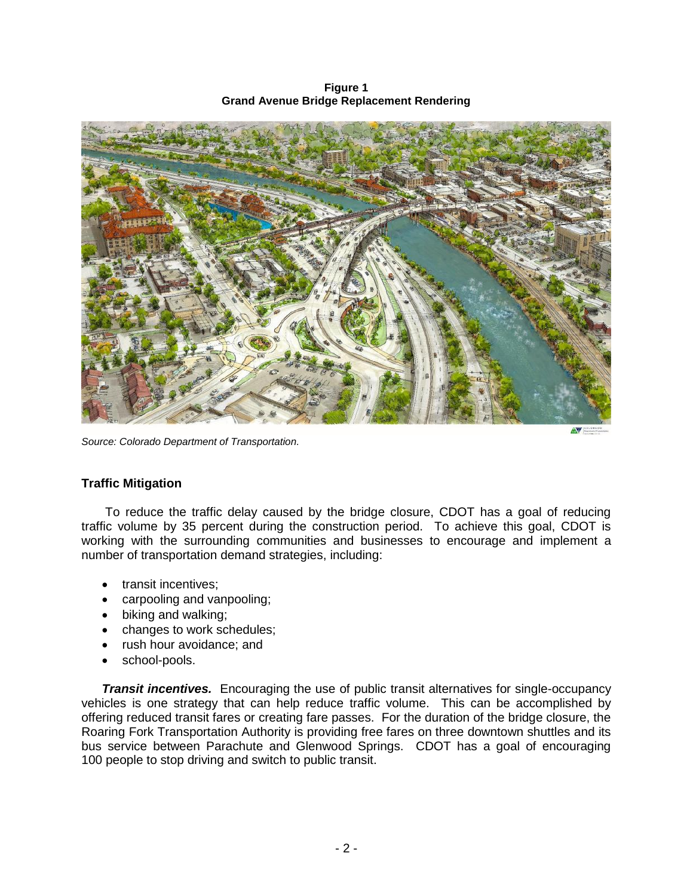**Figure 1**
**Grand Avenue Bridge Replacement Rendering**

*Source: Colorado Department of Transportation.*

### Traffic Mitigation

To reduce the traffic delay caused by the bridge closure, CDOT has a goal of reducing traffic volume by 35 percent during the construction period. To achieve this goal, CDOT is working with the surrounding communities and businesses to encourage and implement a number of transportation demand strategies, including:

- transit incentives;
- carpooling and vanpooling;
- biking and walking;
- changes to work schedules;
- rush hour avoidance; and
- school-pools.

***Transit incentives.*** Encouraging the use of public transit alternatives for single-occupancy vehicles is one strategy that can help reduce traffic volume. This can be accomplished by offering reduced transit fares or creating fare passes. For the duration of the bridge closure, the Roaring Fork Transportation Authority is providing free fares on three downtown shuttles and its bus service between Parachute and Glenwood Springs. CDOT has a goal of encouraging 100 people to stop driving and switch to public transit.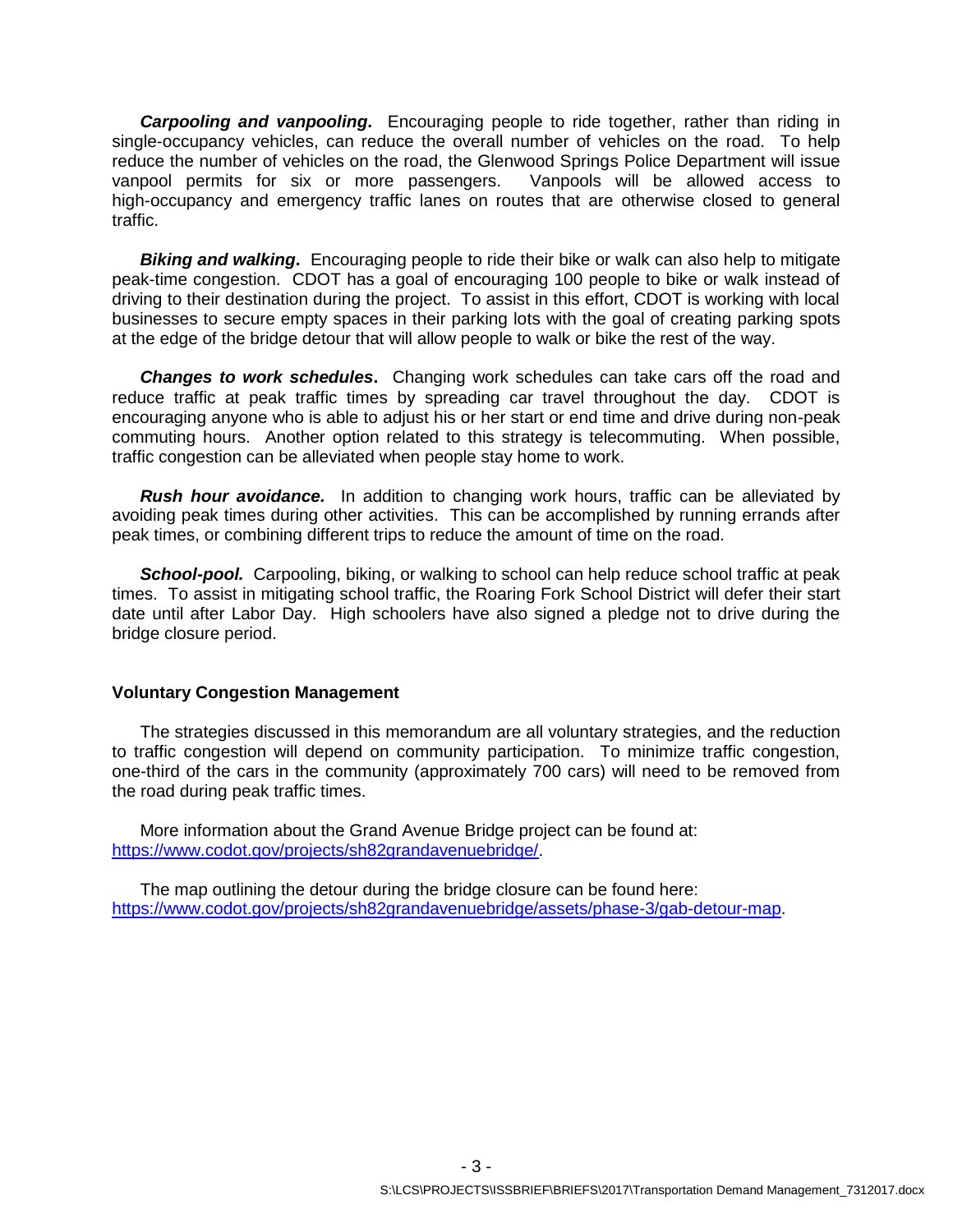***Carpooling and vanpooling*.** Encouraging people to ride together, rather than riding in single-occupancy vehicles, can reduce the overall number of vehicles on the road. To help reduce the number of vehicles on the road, the Glenwood Springs Police Department will issue vanpool permits for six or more passengers. Vanpools will be allowed access to high-occupancy and emergency traffic lanes on routes that are otherwise closed to general traffic.

***Biking and walking*.** Encouraging people to ride their bike or walk can also help to mitigate peak-time congestion. CDOT has a goal of encouraging 100 people to bike or walk instead of driving to their destination during the project. To assist in this effort, CDOT is working with local businesses to secure empty spaces in their parking lots with the goal of creating parking spots at the edge of the bridge detour that will allow people to walk or bike the rest of the way.

***Changes to work schedules*.** Changing work schedules can take cars off the road and reduce traffic at peak traffic times by spreading car travel throughout the day. CDOT is encouraging anyone who is able to adjust his or her start or end time and drive during non-peak commuting hours. Another option related to this strategy is telecommuting. When possible, traffic congestion can be alleviated when people stay home to work.

***Rush hour avoidance.*** In addition to changing work hours, traffic can be alleviated by avoiding peak times during other activities. This can be accomplished by running errands after peak times, or combining different trips to reduce the amount of time on the road.

***School-pool.*** Carpooling, biking, or walking to school can help reduce school traffic at peak times. To assist in mitigating school traffic, the Roaring Fork School District will defer their start date until after Labor Day. High schoolers have also signed a pledge not to drive during the bridge closure period.

**Voluntary Congestion Management**

The strategies discussed in this memorandum are all voluntary strategies, and the reduction to traffic congestion will depend on community participation. To minimize traffic congestion, one-third of the cars in the community (approximately 700 cars) will need to be removed from the road during peak traffic times.

More information about the Grand Avenue Bridge project can be found at: https://www.codot.gov/projects/sh82grandavenuebridge/.

The map outlining the detour during the bridge closure can be found here: https://www.codot.gov/projects/sh82grandavenuebridge/assets/phase-3/gab-detour-map.